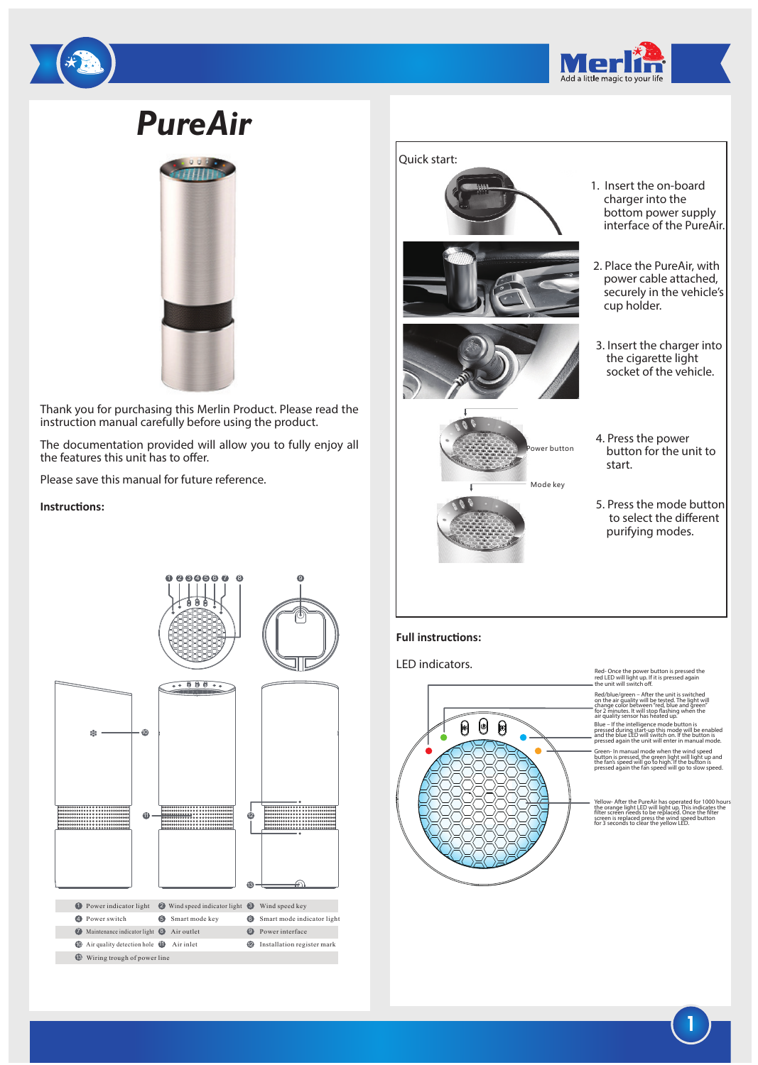# PureAir

Thank you for purchasing this Merlin Product. Please read the instruction manual carefully before using the product.

The documentation provided will allow you to fully enjoy all the features this unit has to offer.

Please save this manual for future reference.

**Instructions:**

| | | |
|---|---|---|
| ① Power indicator light | ② Wind speed indicator light | ③ Wind speed key |
| ④ Power switch | ⑤ Smart mode key | ⑥ Smart mode indicator light |
| ⑦ Maintenance indicator light | ⑧ Air outlet | ⑨ Power interface |
| ⑩ Air quality detection hole | ⑪ Air inlet | ⑫ Installation register mark |
| ⑬ Wiring trough of power line | | |

Quick start:

1. Insert the on-board charger into the bottom power supply interface of the PureAir.
2. Place the PureAir, with power cable attached, securely in the vehicle's cup holder.
3. Insert the charger into the cigarette light socket of the vehicle.
4. Press the power button for the unit to start.
5. Press the mode button to select the different purifying modes.

Power button

Mode key

**Full instructions:**

LED indicators.

Red- Once the power button is pressed the red LED will light up. If it is pressed again the unit will switch off.

Red/blue/green – After the unit is switched on the air quality will be tested. The light will change color between red, blue and green for 2 minutes. It will stop flashing when the air quality sensor has heated up.

Blue – If the intelligence mode button is pressed during start-up this mode will be enabled and the blue LED will switch on. If the button is pressed again the unit will enter in manual mode.

Green- In manual mode when the wind speed button is pressed, the green light will light up and the fan's speed will go to high. If the button is pressed again the fan speed will go to slow speed.

Yellow- After the PureAir has operated for 1000 hours the orange light LED will light up. This indicates the filter screen needs to be replaced. Once the filter screen is replaced press the wind speed button for 3 seconds to clear the yellow LED.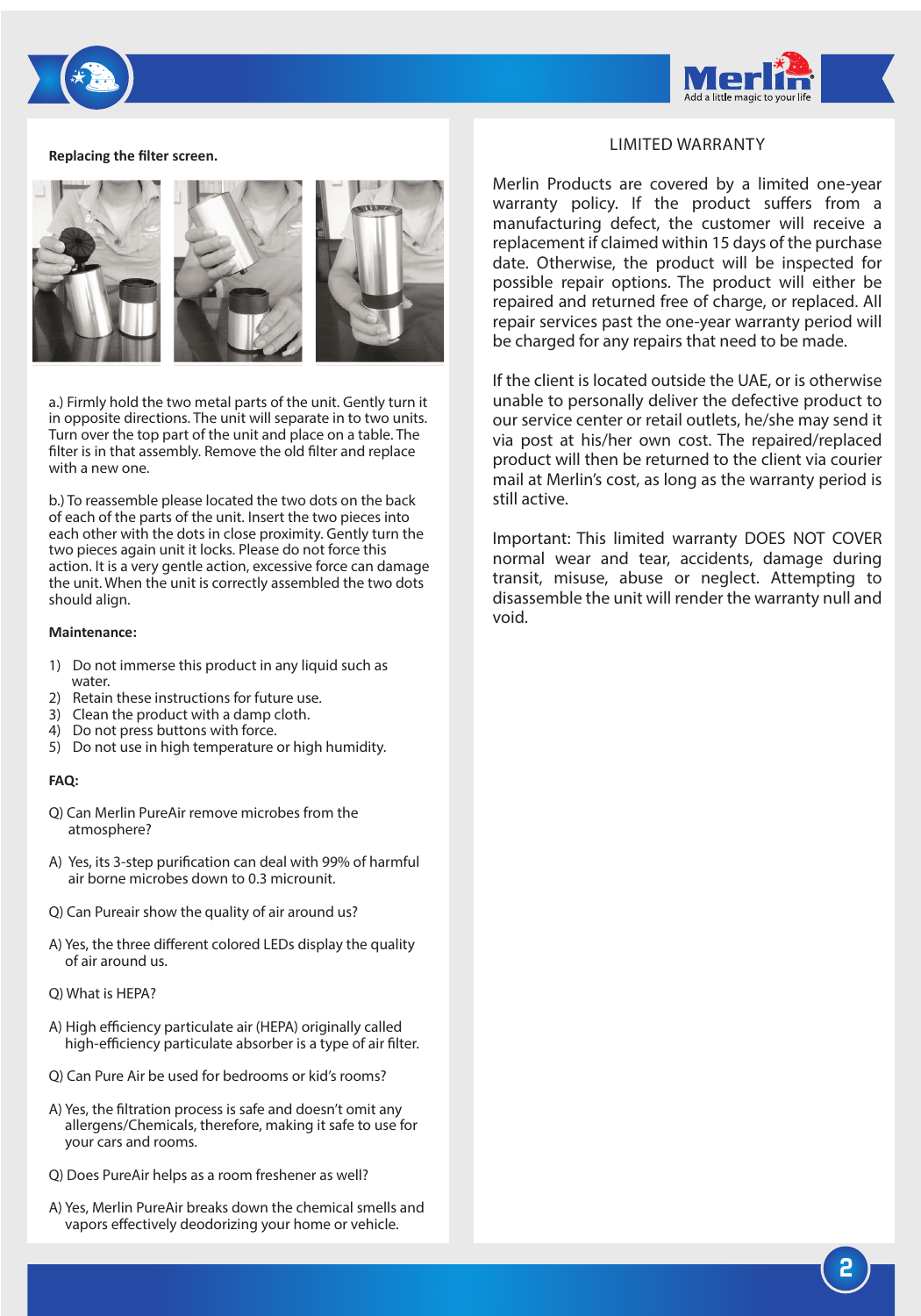**Replacing the filter screen.**

a.) Firmly hold the two metal parts of the unit. Gently turn it in opposite directions. The unit will separate in to two units. Turn over the top part of the unit and place on a table. The filter is in that assembly. Remove the old filter and replace with a new one.

b.) To reassemble please located the two dots on the back of each of the parts of the unit. Insert the two pieces into each other with the dots in close proximity. Gently turn the two pieces again unit it locks. Please do not force this action. It is a very gentle action, excessive force can damage the unit. When the unit is correctly assembled the two dots should align.

**Maintenance:**

1) Do not immerse this product in any liquid such as water.
2) Retain these instructions for future use.
3) Clean the product with a damp cloth.
4) Do not press buttons with force.
5) Do not use in high temperature or high humidity.

**FAQ:**

Q) Can Merlin PureAir remove microbes from the atmosphere?

A) Yes, its 3-step purification can deal with 99% of harmful air borne microbes down to 0.3 microunit.

Q) Can Pureair show the quality of air around us?

A) Yes, the three different colored LEDs display the quality of air around us.

Q) What is HEPA?

A) High efficiency particulate air (HEPA) originally called high-efficiency particulate absorber is a type of air filter.

Q) Can Pure Air be used for bedrooms or kid's rooms?

A) Yes, the filtration process is safe and doesn't omit any allergens/Chemicals, therefore, making it safe to use for your cars and rooms.

Q) Does PureAir helps as a room freshener as well?

A) Yes, Merlin PureAir breaks down the chemical smells and vapors effectively deodorizing your home or vehicle.

## LIMITED WARRANTY

Merlin Products are covered by a limited one-year warranty policy. If the product suffers from a manufacturing defect, the customer will receive a replacement if claimed within 15 days of the purchase date. Otherwise, the product will be inspected for possible repair options. The product will either be repaired and returned free of charge, or replaced. All repair services past the one-year warranty period will be charged for any repairs that need to be made.

If the client is located outside the UAE, or is otherwise unable to personally deliver the defective product to our service center or retail outlets, he/she may send it via post at his/her own cost. The repaired/replaced product will then be returned to the client via courier mail at Merlin's cost, as long as the warranty period is still active.

Important: This limited warranty DOES NOT COVER normal wear and tear, accidents, damage during transit, misuse, abuse or neglect. Attempting to disassemble the unit will render the warranty null and void.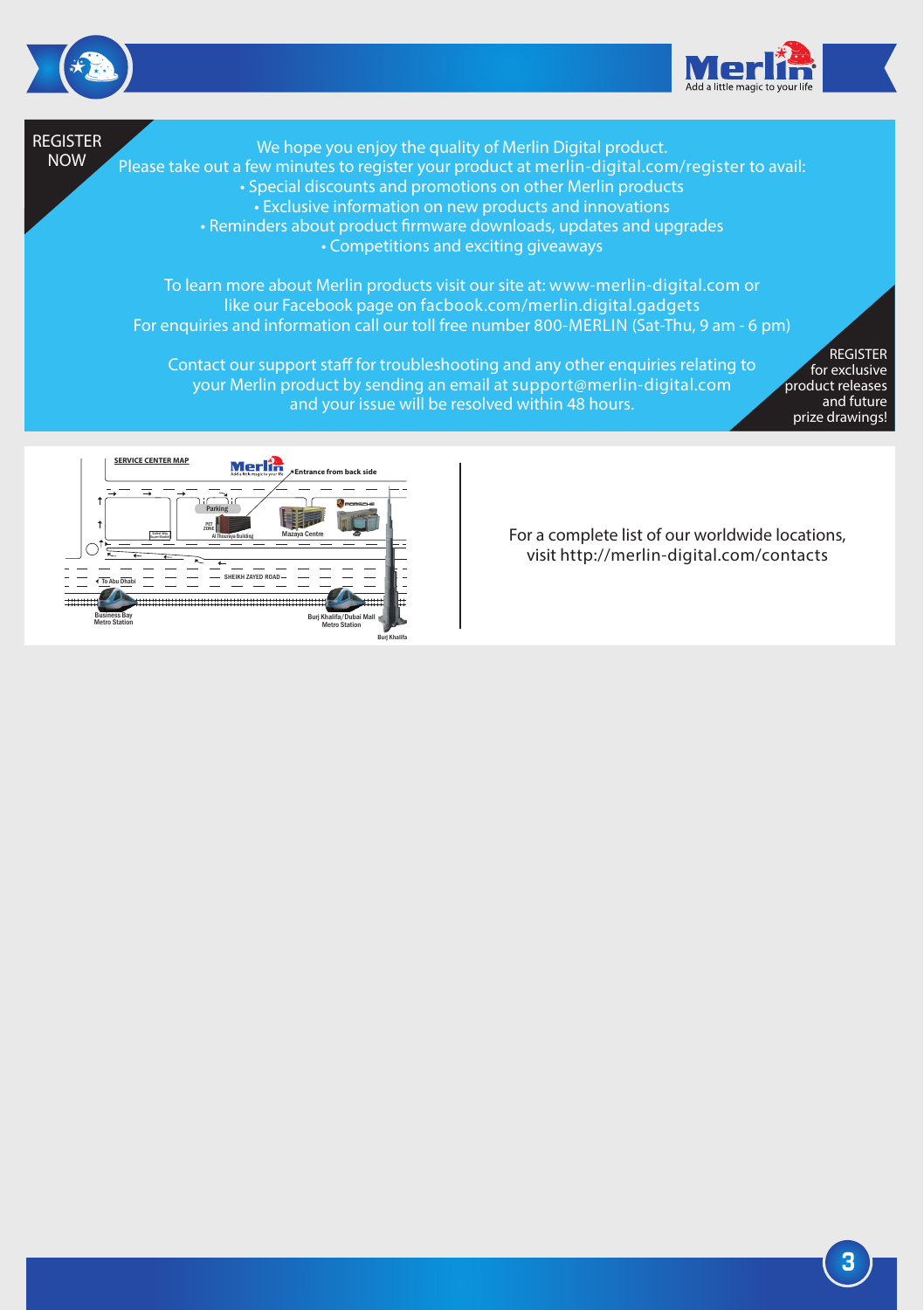REGISTER NOW

We hope you enjoy the quality of Merlin Digital product.
Please take out a few minutes to register your product at merlin-digital.com/register to avail:

- Special discounts and promotions on other Merlin products
- Exclusive information on new products and innovations
- Reminders about product firmware downloads, updates and upgrades
- Competitions and exciting giveaways

To learn more about Merlin products visit our site at: www-merlin-digital.com or like our Facebook page on facbook.com/merlin.digital.gadgets
For enquiries and information call our toll free number 800-MERLIN (Sat-Thu, 9 am - 6 pm)

Contact our support staff for troubleshooting and any other enquiries relating to your Merlin product by sending an email at support@merlin-digital.com and your issue will be resolved within 48 hours.

REGISTER for exclusive product releases and future prize drawings!

SERVICE CENTER MAP

Entrance from back side
Parking
PET ZONE
Al Thouraya Building
Mazaya Centre
To Abu Dhabi
SHEIKH ZAYED ROAD
Business Bay Metro Station
Burj Khalifa/Dubai Mall Metro Station
Burj Khalifa

For a complete list of our worldwide locations, visit http://merlin-digital.com/contacts